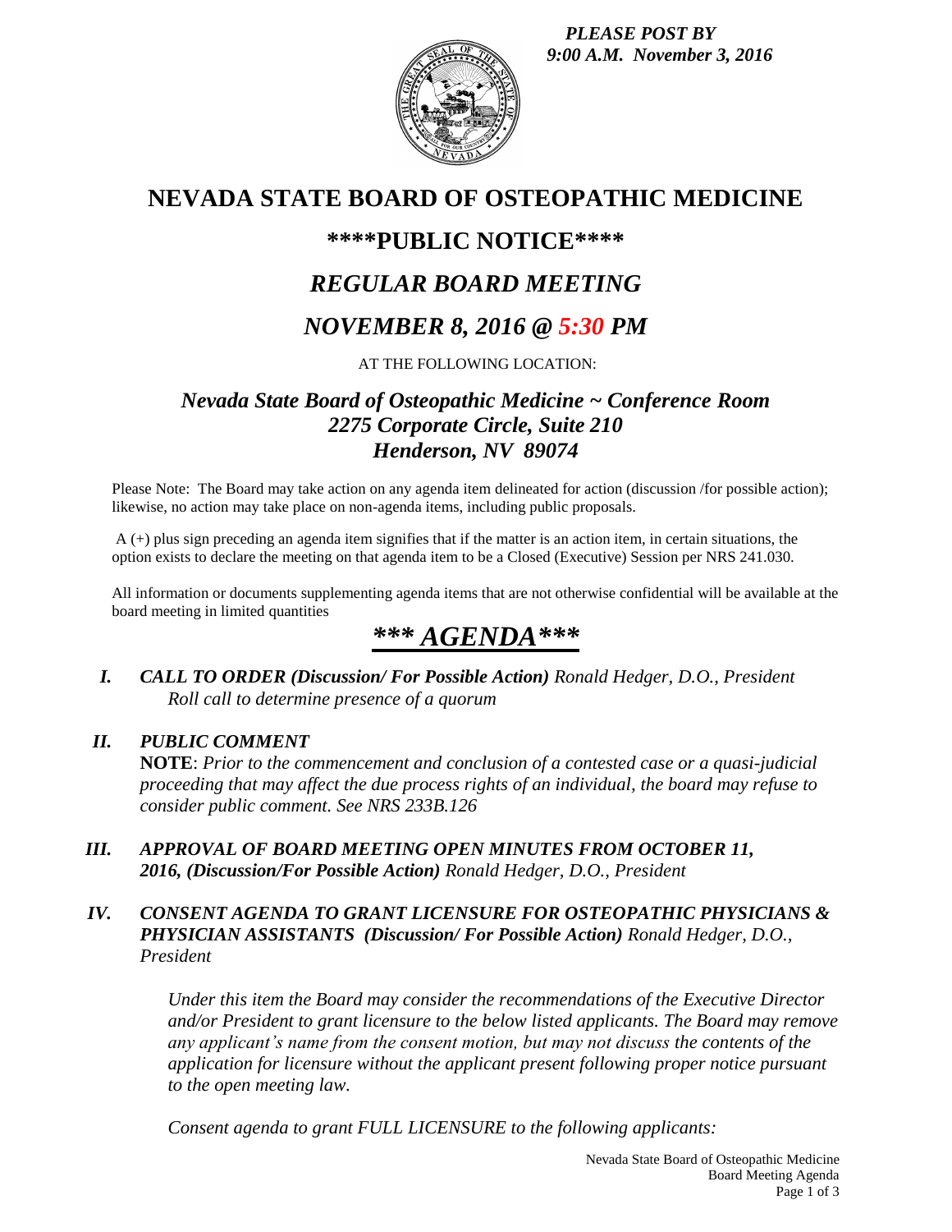*PLEASE POST BY 9:00 A.M. November 3, 2016*

# NEVADA STATE BOARD OF OSTEOPATHIC MEDICINE

## \*\*\*\*PUBLIC NOTICE\*\*\*\*

## *REGULAR BOARD MEETING*

## *NOVEMBER 8, 2016 @ 5:30 PM*

AT THE FOLLOWING LOCATION:

### *Nevada State Board of Osteopathic Medicine ~ Conference Room*
### *2275 Corporate Circle, Suite 210*
### *Henderson, NV 89074*

Please Note: The Board may take action on any agenda item delineated for action (discussion /for possible action); likewise, no action may take place on non-agenda items, including public proposals.

A (+) plus sign preceding an agenda item signifies that if the matter is an action item, in certain situations, the option exists to declare the meeting on that agenda item to be a Closed (Executive) Session per NRS 241.030.

All information or documents supplementing agenda items that are not otherwise confidential will be available at the board meeting in limited quantities

## ***\*\*\* AGENDA\*\*\****

**I. *CALL TO ORDER (Discussion/ For Possible Action)*** *Ronald Hedger, D.O., President*
*Roll call to determine presence of a quorum*

**II. *PUBLIC COMMENT***
**NOTE**: *Prior to the commencement and conclusion of a contested case or a quasi-judicial proceeding that may affect the due process rights of an individual, the board may refuse to consider public comment. See NRS 233B.126*

**III. *APPROVAL OF BOARD MEETING OPEN MINUTES FROM OCTOBER 11, 2016, (Discussion/For Possible Action)*** *Ronald Hedger, D.O., President*

**IV. *CONSENT AGENDA TO GRANT LICENSURE FOR OSTEOPATHIC PHYSICIANS & PHYSICIAN ASSISTANTS (Discussion/ For Possible Action)*** *Ronald Hedger, D.O., President*

*Under this item the Board may consider the recommendations of the Executive Director and/or President to grant licensure to the below listed applicants. The Board may remove any applicant's name from the consent motion, but may not discuss the contents of the application for licensure without the applicant present following proper notice pursuant to the open meeting law.*

*Consent agenda to grant FULL LICENSURE to the following applicants:*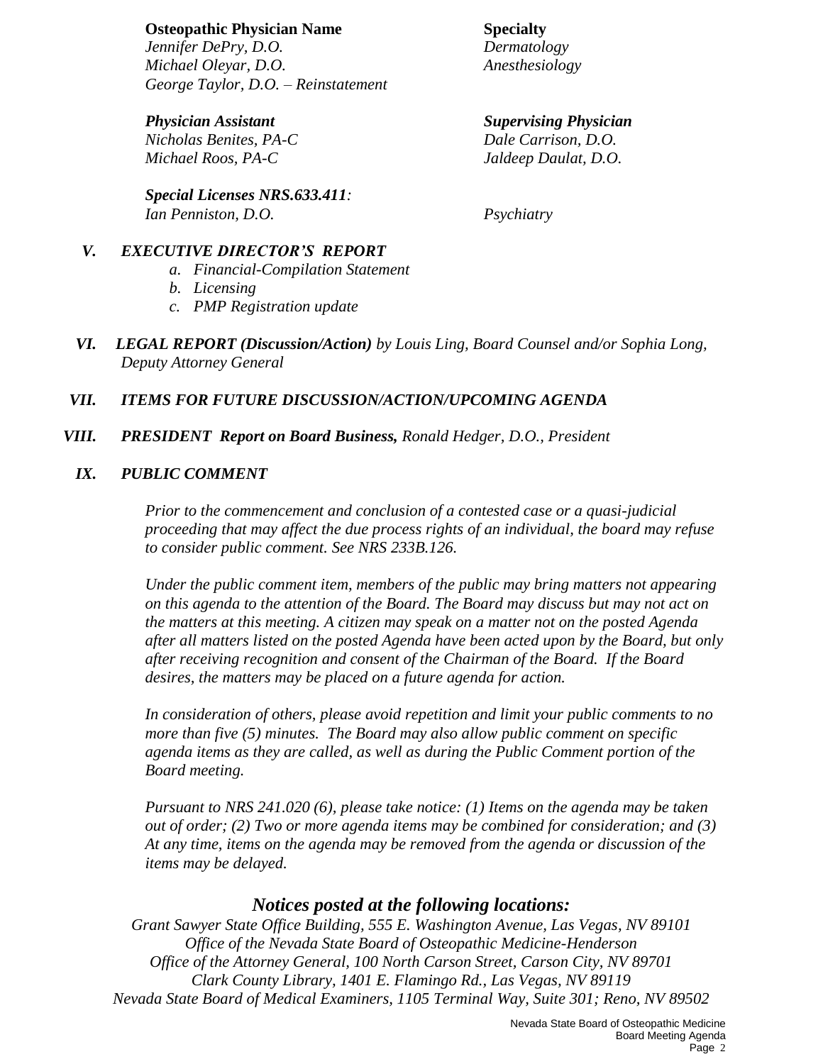| **Osteopathic Physician Name** | **Specialty** |
| --- | --- |
| *Jennifer DePry, D.O.* | *Dermatology* |
| *Michael Oleyar, D.O.* | *Anesthesiology* |
| *George Taylor, D.O. – Reinstatement* | |

| ***Physician Assistant*** | ***Supervising Physician*** |
| --- | --- |
| *Nicholas Benites, PA-C* | *Dale Carrison, D.O.* |
| *Michael Roos, PA-C* | *Jaldeep Daulat, D.O.* |

***Special Licenses NRS.633.411**:*

| | |
| --- | --- |
| *Ian Penniston, D.O.* | *Psychiatry* |

**V.** ***EXECUTIVE DIRECTOR'S REPORT***

*a. Financial-Compilation Statement*
*b. Licensing*
*c. PMP Registration update*

**VI.** ***LEGAL REPORT (Discussion/Action)*** *by Louis Ling, Board Counsel and/or Sophia Long, Deputy Attorney General*

**VII.** ***ITEMS FOR FUTURE DISCUSSION/ACTION/UPCOMING AGENDA***

**VIII.** ***PRESIDENT Report on Board Business,*** *Ronald Hedger, D.O., President*

**IX.** ***PUBLIC COMMENT***

*Prior to the commencement and conclusion of a contested case or a quasi-judicial proceeding that may affect the due process rights of an individual, the board may refuse to consider public comment. See NRS 233B.126.*

*Under the public comment item, members of the public may bring matters not appearing on this agenda to the attention of the Board. The Board may discuss but may not act on the matters at this meeting. A citizen may speak on a matter not on the posted Agenda after all matters listed on the posted Agenda have been acted upon by the Board, but only after receiving recognition and consent of the Chairman of the Board. If the Board desires, the matters may be placed on a future agenda for action.*

*In consideration of others, please avoid repetition and limit your public comments to no more than five (5) minutes. The Board may also allow public comment on specific agenda items as they are called, as well as during the Public Comment portion of the Board meeting.*

*Pursuant to NRS 241.020 (6), please take notice: (1) Items on the agenda may be taken out of order; (2) Two or more agenda items may be combined for consideration; and (3) At any time, items on the agenda may be removed from the agenda or discussion of the items may be delayed.*

## *Notices posted at the following locations:*

*Grant Sawyer State Office Building, 555 E. Washington Avenue, Las Vegas, NV 89101*
*Office of the Nevada State Board of Osteopathic Medicine-Henderson*
*Office of the Attorney General, 100 North Carson Street, Carson City, NV 89701*
*Clark County Library, 1401 E. Flamingo Rd., Las Vegas, NV 89119*
*Nevada State Board of Medical Examiners, 1105 Terminal Way, Suite 301; Reno, NV 89502*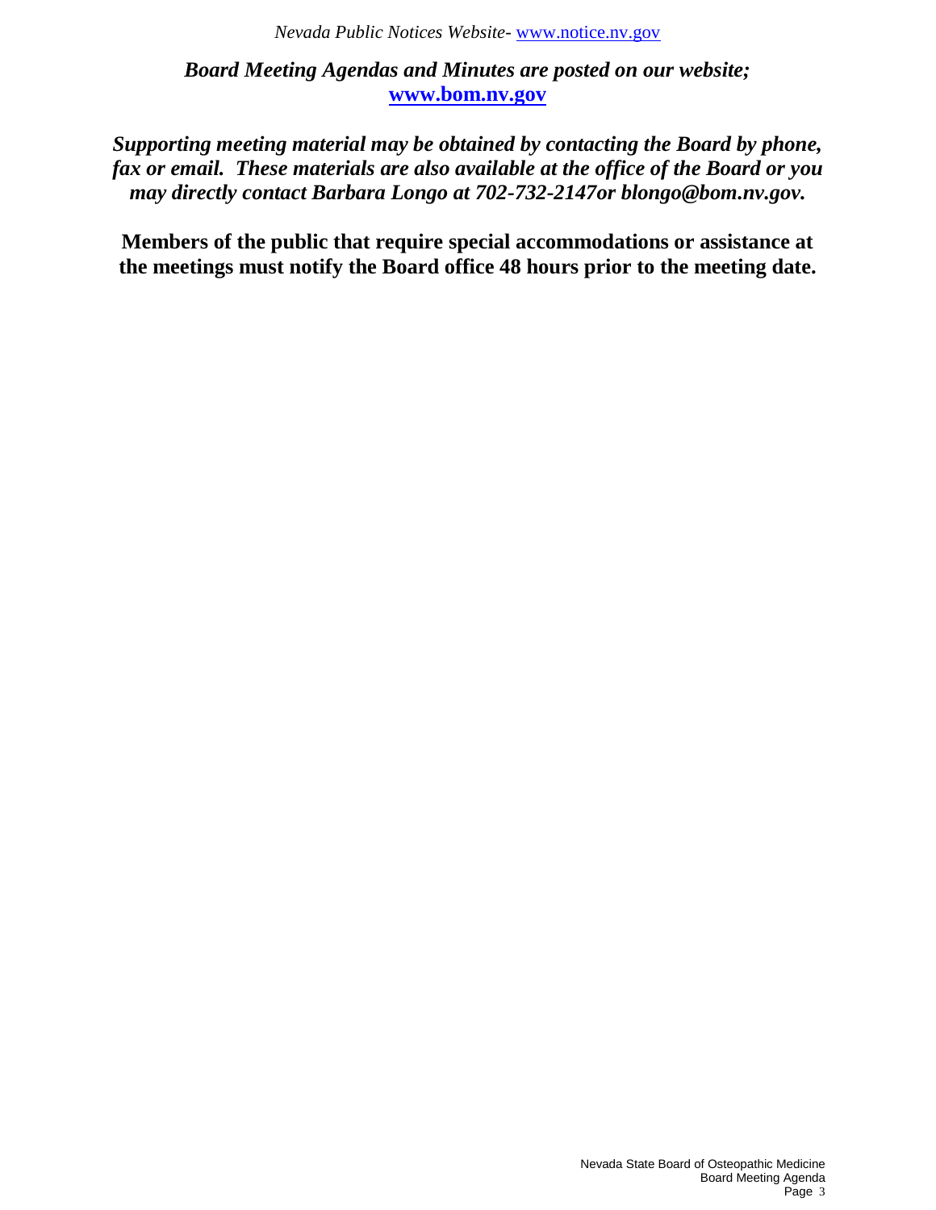*Nevada Public Notices Website-* www.notice.nv.gov

***Board Meeting Agendas and Minutes are posted on our website;***
**www.bom.nv.gov**

***Supporting meeting material may be obtained by contacting the Board by phone, fax or email. These materials are also available at the office of the Board or you may directly contact Barbara Longo at 702-732-2147or blongo@bom.nv.gov.***

**Members of the public that require special accommodations or assistance at the meetings must notify the Board office 48 hours prior to the meeting date.**